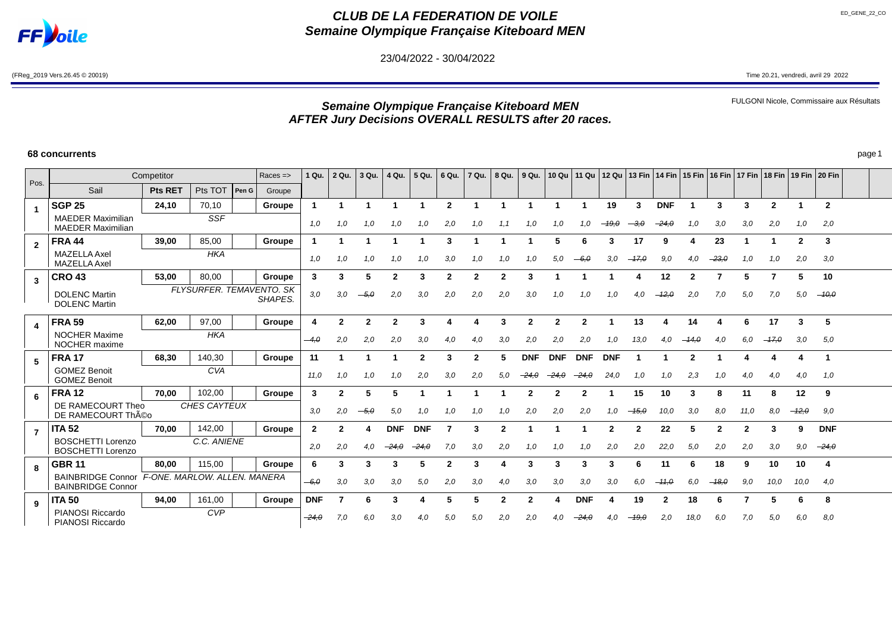# CLUB DE LA FEDERATION DE VOILE
## Semaine Olympique Française Kiteboard MEN

23/04/2022 - 30/04/2022

(FReg_2019 Vers.26.45 © 20019)

Time 20.21, vendredi, avril 29 2022

FULGONI Nicole, Commissaire aux Résultats

## Semaine Olympique Française Kiteboard MEN
## AFTER Jury Decisions OVERALL RESULTS after 20 races.

**68 concurrents**

| Pos. | Sail / Competitor | Pts RET | Pts TOT | Pen G | Groupe | 1 Qu. | 2 Qu. | 3 Qu. | 4 Qu. | 5 Qu. | 6 Qu. | 7 Qu. | 8 Qu. | 9 Qu. | 10 Qu | 11 Qu | 12 Qu | 13 Fin | 14 Fin | 15 Fin | 16 Fin | 17 Fin | 18 Fin | 19 Fin | 20 Fin |
|---|---|---|---|---|---|---|---|---|---|---|---|---|---|---|---|---|---|---|---|---|---|---|---|---|---|
| 1 | **SGP 25** | 24,10 | 70,10 | | Groupe | 1 | 1 | 1 | 1 | 1 | 2 | 1 | 1 | 1 | 1 | 1 | 19 | 3 | DNF | 1 | 3 | 3 | 2 | 1 | 2 |
| | MAEDER Maximilian / MAEDER Maximilian | SSF | | | | 1,0 | 1,0 | 1,0 | 1,0 | 1,0 | 2,0 | 1,0 | 1,1 | 1,0 | 1,0 | 1,0 | ~~19,0~~ | ~~3,0~~ | ~~24,0~~ | 1,0 | 3,0 | 3,0 | 2,0 | 1,0 | 2,0 |
| 2 | **FRA 44** | 39,00 | 85,00 | | Groupe | 1 | 1 | 1 | 1 | 1 | 3 | 1 | 1 | 1 | 5 | 6 | 3 | 17 | 9 | 4 | 23 | 1 | 1 | 2 | 3 |
| | MAZELLA Axel / MAZELLA Axel | HKA | | | | 1,0 | 1,0 | 1,0 | 1,0 | 1,0 | 3,0 | 1,0 | 1,0 | 1,0 | 5,0 | ~~6,0~~ | 3,0 | ~~17,0~~ | 9,0 | 4,0 | ~~23,0~~ | 1,0 | 1,0 | 2,0 | 3,0 |
| 3 | **CRO 43** | 53,00 | 80,00 | | Groupe | 3 | 3 | 5 | 2 | 3 | 2 | 2 | 2 | 3 | 1 | 1 | 1 | 4 | 12 | 2 | 7 | 5 | 7 | 5 | 10 |
| | DOLENC Martin / DOLENC Martin | FLYSURFER. TEMAVENTO. SK SHAPES. | | | | 3,0 | 3,0 | ~~5,0~~ | 2,0 | 3,0 | 2,0 | 2,0 | 2,0 | 3,0 | 1,0 | 1,0 | 1,0 | 4,0 | ~~12,0~~ | 2,0 | 7,0 | 5,0 | 7,0 | 5,0 | ~~10,0~~ |
| 4 | **FRA 59** | 62,00 | 97,00 | | Groupe | 4 | 2 | 2 | 2 | 3 | 4 | 4 | 3 | 2 | 2 | 2 | 1 | 13 | 4 | 14 | 4 | 6 | 17 | 3 | 5 |
| | NOCHER Maxime / NOCHER maxime | HKA | | | | ~~4,0~~ | 2,0 | 2,0 | 2,0 | 3,0 | 4,0 | 4,0 | 3,0 | 2,0 | 2,0 | 2,0 | 1,0 | 13,0 | 4,0 | ~~14,0~~ | 4,0 | 6,0 | ~~17,0~~ | 3,0 | 5,0 |
| 5 | **FRA 17** | 68,30 | 140,30 | | Groupe | 11 | 1 | 1 | 1 | 2 | 3 | 2 | 5 | DNF | DNF | DNF | DNF | 1 | 1 | 2 | 1 | 4 | 4 | 4 | 1 |
| | GOMEZ Benoit / GOMEZ Benoit | CVA | | | | 11,0 | 1,0 | 1,0 | 1,0 | 2,0 | 3,0 | 2,0 | 5,0 | ~~24,0~~ | ~~24,0~~ | ~~24,0~~ | 24,0 | 1,0 | 1,0 | 2,3 | 1,0 | 4,0 | 4,0 | 4,0 | 1,0 |
| 6 | **FRA 12** | 70,00 | 102,00 | | Groupe | 3 | 2 | 5 | 5 | 1 | 1 | 1 | 1 | 2 | 2 | 2 | 1 | 15 | 10 | 3 | 8 | 11 | 8 | 12 | 9 |
| | DE RAMECOURT Theo / DE RAMECOURT ThÃ©o | CHES CAYTEUX | | | | 3,0 | 2,0 | ~~5,0~~ | 5,0 | 1,0 | 1,0 | 1,0 | 1,0 | 2,0 | 2,0 | 2,0 | 1,0 | ~~15,0~~ | 10,0 | 3,0 | 8,0 | 11,0 | 8,0 | ~~12,0~~ | 9,0 |
| 7 | **ITA 52** | 70,00 | 142,00 | | Groupe | 2 | 2 | 4 | DNF | DNF | 7 | 3 | 2 | 1 | 1 | 1 | 2 | 2 | 22 | 5 | 2 | 2 | 3 | 9 | DNF |
| | BOSCHETTI Lorenzo / BOSCHETTI Lorenzo | C.C. ANIENE | | | | 2,0 | 2,0 | 4,0 | ~~24,0~~ | ~~24,0~~ | 7,0 | 3,0 | 2,0 | 1,0 | 1,0 | 1,0 | 2,0 | 2,0 | 22,0 | 5,0 | 2,0 | 2,0 | 3,0 | 9,0 | ~~24,0~~ |
| 8 | **GBR 11** | 80,00 | 115,00 | | Groupe | 6 | 3 | 3 | 3 | 5 | 2 | 3 | 4 | 3 | 3 | 3 | 3 | 6 | 11 | 6 | 18 | 9 | 10 | 10 | 4 |
| | BAINBRIDGE Connor / BAINBRIDGE Connor | F-ONE. MARLOW. ALLEN. MANERA | | | | ~~6,0~~ | 3,0 | 3,0 | 3,0 | 5,0 | 2,0 | 3,0 | 4,0 | 3,0 | 3,0 | 3,0 | 3,0 | 6,0 | ~~11,0~~ | 6,0 | ~~18,0~~ | 9,0 | 10,0 | 10,0 | 4,0 |
| 9 | **ITA 50** | 94,00 | 161,00 | | Groupe | DNF | 7 | 6 | 3 | 4 | 5 | 5 | 2 | 2 | 4 | DNF | 4 | 19 | 2 | 18 | 6 | 7 | 5 | 6 | 8 |
| | PIANOSI Riccardo / PIANOSI Riccardo | CVP | | | | ~~24,0~~ | 7,0 | 6,0 | 3,0 | 4,0 | 5,0 | 5,0 | 2,0 | 2,0 | 4,0 | ~~24,0~~ | 4,0 | ~~19,0~~ | 2,0 | 18,0 | 6,0 | 7,0 | 5,0 | 6,0 | 8,0 |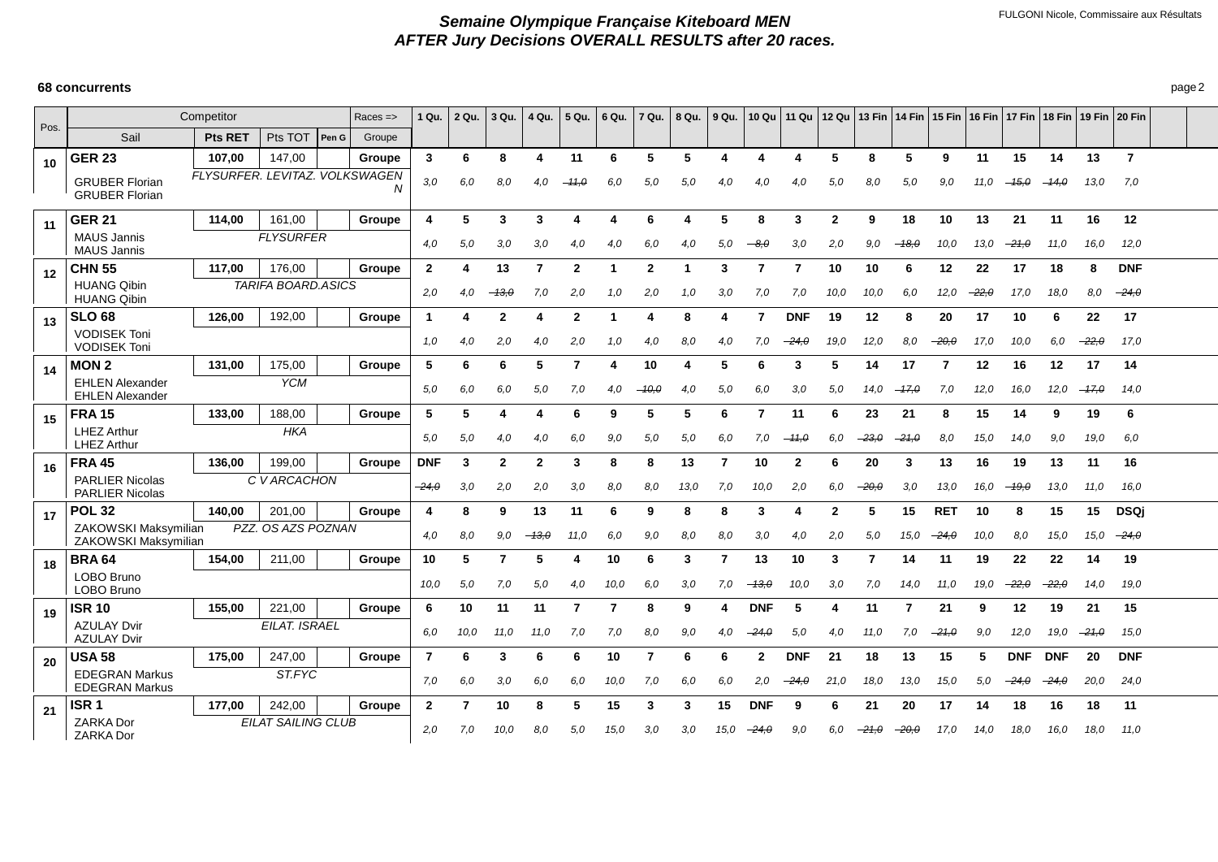# Semaine Olympique Française Kiteboard MEN

## AFTER Jury Decisions OVERALL RESULTS after 20 races.

FULGONI Nicole, Commissaire aux Résultats

**68 concurrents**

| Pos. | Sail | Pts RET | Pts TOT | Pen G | Groupe | 1 Qu. | 2 Qu. | 3 Qu. | 4 Qu. | 5 Qu. | 6 Qu. | 7 Qu. | 8 Qu. | 9 Qu. | 10 Qu | 11 Qu | 12 Qu | 13 Fin | 14 Fin | 15 Fin | 16 Fin | 17 Fin | 18 Fin | 19 Fin | 20 Fin |
|---|---|---|---|---|---|---|---|---|---|---|---|---|---|---|---|---|---|---|---|---|---|---|---|---|---|
| 10 | **GER 23** | 107,00 | 147,00 | | Groupe | 3 | 6 | 8 | 4 | 11 | 6 | 5 | 5 | 4 | 4 | 4 | 5 | 8 | 5 | 9 | 11 | 15 | 14 | 13 | 7 |
| | GRUBER Florian / GRUBER Florian | *FLYSURFER. LEVITAZ. VOLKSWAGEN* | | | | 3,0 | 6,0 | 8,0 | 4,0 | ~~11,0~~ | 6,0 | 5,0 | 5,0 | 4,0 | 4,0 | 4,0 | 5,0 | 8,0 | 5,0 | 9,0 | 11,0 | ~~15,0~~ | ~~14,0~~ | 13,0 | 7,0 |
| 11 | **GER 21** | 114,00 | 161,00 | | Groupe | 4 | 5 | 3 | 3 | 4 | 4 | 6 | 4 | 5 | 8 | 3 | 2 | 9 | 18 | 10 | 13 | 21 | 11 | 16 | 12 |
| | MAUS Jannis / MAUS Jannis | *FLYSURFER* | | | | 4,0 | 5,0 | 3,0 | 3,0 | 4,0 | 4,0 | 6,0 | 4,0 | 5,0 | ~~8,0~~ | 3,0 | 2,0 | 9,0 | ~~18,0~~ | 10,0 | 13,0 | ~~21,0~~ | 11,0 | 16,0 | 12,0 |
| 12 | **CHN 55** | 117,00 | 176,00 | | Groupe | 2 | 4 | 13 | 7 | 2 | 1 | 2 | 1 | 3 | 7 | 7 | 10 | 10 | 6 | 12 | 22 | 17 | 18 | 8 | DNF |
| | HUANG Qibin / HUANG Qibin | *TARIFA BOARD.ASICS* | | | | 2,0 | 4,0 | ~~13,0~~ | 7,0 | 2,0 | 1,0 | 2,0 | 1,0 | 3,0 | 7,0 | 7,0 | 10,0 | 10,0 | 6,0 | 12,0 | ~~22,0~~ | 17,0 | 18,0 | 8,0 | ~~24,0~~ |
| 13 | **SLO 68** | 126,00 | 192,00 | | Groupe | 1 | 4 | 2 | 4 | 2 | 1 | 4 | 8 | 4 | 7 | DNF | 19 | 12 | 8 | 20 | 17 | 10 | 6 | 22 | 17 |
| | VODISEK Toni / VODISEK Toni | | | | | 1,0 | 4,0 | 2,0 | 4,0 | 2,0 | 1,0 | 4,0 | 8,0 | 4,0 | 7,0 | ~~24,0~~ | 19,0 | 12,0 | 8,0 | ~~20,0~~ | 17,0 | 10,0 | 6,0 | ~~22,0~~ | 17,0 |
| 14 | **MON 2** | 131,00 | 175,00 | | Groupe | 5 | 6 | 6 | 5 | 7 | 4 | 10 | 4 | 5 | 6 | 3 | 5 | 14 | 17 | 7 | 12 | 16 | 12 | 17 | 14 |
| | EHLEN Alexander / EHLEN Alexander | *YCM* | | | | 5,0 | 6,0 | 6,0 | 5,0 | 7,0 | 4,0 | ~~10,0~~ | 4,0 | 5,0 | 6,0 | 3,0 | 5,0 | 14,0 | ~~17,0~~ | 7,0 | 12,0 | 16,0 | 12,0 | ~~17,0~~ | 14,0 |
| 15 | **FRA 15** | 133,00 | 188,00 | | Groupe | 5 | 5 | 4 | 4 | 6 | 9 | 5 | 5 | 6 | 7 | 11 | 6 | 23 | 21 | 8 | 15 | 14 | 9 | 19 | 6 |
| | LHEZ Arthur / LHEZ Arthur | *HKA* | | | | 5,0 | 5,0 | 4,0 | 4,0 | 6,0 | 9,0 | 5,0 | 5,0 | 6,0 | 7,0 | ~~11,0~~ | 6,0 | ~~23,0~~ | ~~21,0~~ | 8,0 | 15,0 | 14,0 | 9,0 | 19,0 | 6,0 |
| 16 | **FRA 45** | 136,00 | 199,00 | | Groupe | DNF | 3 | 2 | 2 | 3 | 8 | 8 | 13 | 7 | 10 | 2 | 6 | 20 | 3 | 13 | 16 | 19 | 13 | 11 | 16 |
| | PARLIER Nicolas / PARLIER Nicolas | *C V ARCACHON* | | | | ~~24,0~~ | 3,0 | 2,0 | 2,0 | 3,0 | 8,0 | 8,0 | 13,0 | 7,0 | 10,0 | 2,0 | 6,0 | ~~20,0~~ | 3,0 | 13,0 | 16,0 | ~~19,0~~ | 13,0 | 11,0 | 16,0 |
| 17 | **POL 32** | 140,00 | 201,00 | | Groupe | 4 | 8 | 9 | 13 | 11 | 6 | 9 | 8 | 8 | 3 | 4 | 2 | 5 | 15 | RET | 10 | 8 | 15 | 15 | DSQj |
| | ZAKOWSKI Maksymilian / ZAKOWSKI Maksymilian | *PZZ. OS AZS POZNAN* | | | | 4,0 | 8,0 | 9,0 | ~~13,0~~ | 11,0 | 6,0 | 9,0 | 8,0 | 8,0 | 3,0 | 4,0 | 2,0 | 5,0 | 15,0 | ~~24,0~~ | 10,0 | 8,0 | 15,0 | 15,0 | ~~24,0~~ |
| 18 | **BRA 64** | 154,00 | 211,00 | | Groupe | 10 | 5 | 7 | 5 | 4 | 10 | 6 | 3 | 7 | 13 | 10 | 3 | 7 | 14 | 11 | 19 | 22 | 22 | 14 | 19 |
| | LOBO Bruno / LOBO Bruno | | | | | 10,0 | 5,0 | 7,0 | 5,0 | 4,0 | 10,0 | 6,0 | 3,0 | 7,0 | ~~13,0~~ | 10,0 | 3,0 | 7,0 | 14,0 | 11,0 | 19,0 | ~~22,0~~ | ~~22,0~~ | 14,0 | 19,0 |
| 19 | **ISR 10** | 155,00 | 221,00 | | Groupe | 6 | 10 | 11 | 11 | 7 | 7 | 8 | 9 | 4 | DNF | 5 | 4 | 11 | 7 | 21 | 9 | 12 | 19 | 21 | 15 |
| | AZULAY Dvir / AZULAY Dvir | *EILAT. ISRAEL* | | | | 6,0 | 10,0 | 11,0 | 11,0 | 7,0 | 7,0 | 8,0 | 9,0 | 4,0 | ~~24,0~~ | 5,0 | 4,0 | 11,0 | 7,0 | ~~21,0~~ | 9,0 | 12,0 | 19,0 | ~~21,0~~ | 15,0 |
| 20 | **USA 58** | 175,00 | 247,00 | | Groupe | 7 | 6 | 3 | 6 | 6 | 10 | 7 | 6 | 6 | 2 | DNF | 21 | 18 | 13 | 15 | 5 | DNF | DNF | 20 | DNF |
| | EDEGRAN Markus / EDEGRAN Markus | *ST.FYC* | | | | 7,0 | 6,0 | 3,0 | 6,0 | 6,0 | 10,0 | 7,0 | 6,0 | 6,0 | 2,0 | ~~24,0~~ | 21,0 | 18,0 | 13,0 | 15,0 | 5,0 | ~~24,0~~ | ~~24,0~~ | 20,0 | 24,0 |
| 21 | **ISR 1** | 177,00 | 242,00 | | Groupe | 2 | 7 | 10 | 8 | 5 | 15 | 3 | 3 | 15 | DNF | 9 | 6 | 21 | 20 | 17 | 14 | 18 | 16 | 18 | 11 |
| | ZARKA Dor / ZARKA Dor | *EILAT SAILING CLUB* | | | | 2,0 | 7,0 | 10,0 | 8,0 | 5,0 | 15,0 | 3,0 | 3,0 | 15,0 | ~~24,0~~ | 9,0 | 6,0 | ~~21,0~~ | ~~20,0~~ | 17,0 | 14,0 | 18,0 | 16,0 | 18,0 | 11,0 |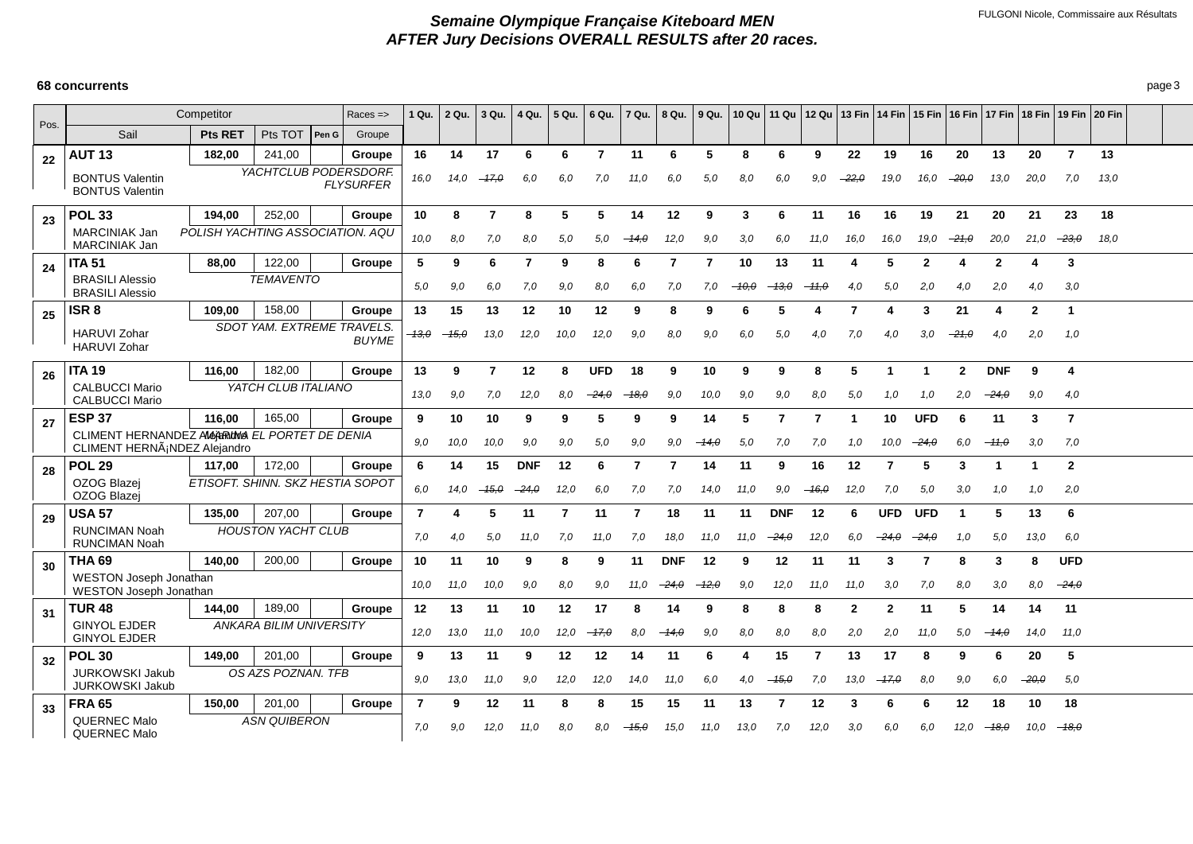# Semaine Olympique Française Kiteboard MEN
## AFTER Jury Decisions OVERALL RESULTS after 20 races.

FULGONI Nicole, Commissaire aux Résultats

**68 concurrents**

| Pos. | Competitor | | | | Races => | 1 Qu. | 2 Qu. | 3 Qu. | 4 Qu. | 5 Qu. | 6 Qu. | 7 Qu. | 8 Qu. | 9 Qu. | 10 Qu | 11 Qu | 12 Qu | 13 Fin | 14 Fin | 15 Fin | 16 Fin | 17 Fin | 18 Fin | 19 Fin | 20 Fin |
|---|---|---|---|---|---|---|---|---|---|---|---|---|---|---|---|---|---|---|---|---|---|---|---|---|---|
| | Sail | Pts RET | Pts TOT | Pen G | Groupe | | | | | | | | | | | | | | | | | | | | |
| 22 | **AUT 13** | **182,00** | 241,00 | | **Groupe** | **16** | **14** | **17** | **6** | **6** | **7** | **11** | **6** | **5** | **8** | **6** | **9** | **22** | **19** | **16** | **20** | **13** | **20** | **7** | **13** |
| | BONTUS Valentin / BONTUS Valentin | *YACHTCLUB PODERSDORF. FLYSURFER* | | | | *16,0* | *14,0* | *~~17,0~~* | *6,0* | *6,0* | *7,0* | *11,0* | *6,0* | *5,0* | *8,0* | *6,0* | *9,0* | *~~22,0~~* | *19,0* | *16,0* | *~~20,0~~* | *13,0* | *20,0* | *7,0* | *13,0* |
| 23 | **POL 33** | **194,00** | 252,00 | | **Groupe** | **10** | **8** | **7** | **8** | **5** | **5** | **14** | **12** | **9** | **3** | **6** | **11** | **16** | **16** | **19** | **21** | **20** | **21** | **23** | **18** |
| | MARCINIAK Jan / MARCINIAK Jan | *POLISH YACHTING ASSOCIATION. AQU* | | | | *10,0* | *8,0* | *7,0* | *8,0* | *5,0* | *5,0* | *~~14,0~~* | *12,0* | *9,0* | *3,0* | *6,0* | *11,0* | *16,0* | *16,0* | *19,0* | *~~21,0~~* | *20,0* | *21,0* | *~~23,0~~* | *18,0* |
| 24 | **ITA 51** | **88,00** | 122,00 | | **Groupe** | **5** | **9** | **6** | **7** | **9** | **8** | **6** | **7** | **7** | **10** | **13** | **11** | **4** | **5** | **2** | **4** | **2** | **4** | **3** | |
| | BRASILI Alessio / BRASILI Alessio | *TEMAVENTO* | | | | *5,0* | *9,0* | *6,0* | *7,0* | *9,0* | *8,0* | *6,0* | *7,0* | *7,0* | *~~10,0~~* | *~~13,0~~* | *~~11,0~~* | *4,0* | *5,0* | *2,0* | *4,0* | *2,0* | *4,0* | *3,0* | |
| 25 | **ISR 8** | **109,00** | 158,00 | | **Groupe** | **13** | **15** | **13** | **12** | **10** | **12** | **9** | **8** | **9** | **6** | **5** | **4** | **7** | **4** | **3** | **21** | **4** | **2** | **1** | |
| | HARUVI Zohar / HARUVI Zohar | *SDOT YAM. EXTREME TRAVELS. BUYME* | | | | *~~13,0~~* | *~~15,0~~* | *13,0* | *12,0* | *10,0* | *12,0* | *9,0* | *8,0* | *9,0* | *6,0* | *5,0* | *4,0* | *7,0* | *4,0* | *3,0* | *~~21,0~~* | *4,0* | *2,0* | *1,0* | |
| 26 | **ITA 19** | **116,00** | 182,00 | | **Groupe** | **13** | **9** | **7** | **12** | **8** | **UFD** | **18** | **9** | **10** | **9** | **9** | **8** | **5** | **1** | **1** | **2** | **DNF** | **9** | **4** | |
| | CALBUCCI Mario / CALBUCCI Mario | *YATCH CLUB ITALIANO* | | | | *13,0* | *9,0* | *7,0* | *12,0* | *8,0* | *~~24,0~~* | *~~18,0~~* | *9,0* | *10,0* | *9,0* | *9,0* | *8,0* | *5,0* | *1,0* | *1,0* | *2,0* | *~~24,0~~* | *9,0* | *4,0* | |
| 27 | **ESP 37** | **116,00** | 165,00 | | **Groupe** | **9** | **10** | **10** | **9** | **9** | **5** | **9** | **9** | **14** | **5** | **7** | **7** | **1** | **10** | **UFD** | **6** | **11** | **3** | **7** | |
| | CLIMENT HERNANDEZ Alejandro / CLIMENT HERNÃ¡NDEZ Alejandro | *MARINA EL PORTET DE DENIA* | | | | *9,0* | *10,0* | *10,0* | *9,0* | *9,0* | *5,0* | *9,0* | *9,0* | *~~14,0~~* | *5,0* | *7,0* | *7,0* | *1,0* | *10,0* | *~~24,0~~* | *6,0* | *~~11,0~~* | *3,0* | *7,0* | |
| 28 | **POL 29** | **117,00** | 172,00 | | **Groupe** | **6** | **14** | **15** | **DNF** | **12** | **6** | **7** | **7** | **14** | **11** | **9** | **16** | **12** | **7** | **5** | **3** | **1** | **1** | **2** | |
| | OZOG Blazej / OZOG Blazej | *ETISOFT. SHINN. SKZ HESTIA SOPOT* | | | | *6,0* | *14,0* | *~~15,0~~* | *~~24,0~~* | *12,0* | *6,0* | *7,0* | *7,0* | *14,0* | *11,0* | *9,0* | *~~16,0~~* | *12,0* | *7,0* | *5,0* | *3,0* | *1,0* | *1,0* | *2,0* | |
| 29 | **USA 57** | **135,00** | 207,00 | | **Groupe** | **7** | **4** | **5** | **11** | **7** | **11** | **7** | **18** | **11** | **11** | **DNF** | **12** | **6** | **UFD** | **UFD** | **1** | **5** | **13** | **6** | |
| | RUNCIMAN Noah / RUNCIMAN Noah | *HOUSTON YACHT CLUB* | | | | *7,0* | *4,0* | *5,0* | *11,0* | *7,0* | *11,0* | *7,0* | *18,0* | *11,0* | *11,0* | *~~24,0~~* | *12,0* | *6,0* | *~~24,0~~* | *~~24,0~~* | *1,0* | *5,0* | *13,0* | *6,0* | |
| 30 | **THA 69** | **140,00** | 200,00 | | **Groupe** | **10** | **11** | **10** | **9** | **8** | **9** | **11** | **DNF** | **12** | **9** | **12** | **11** | **11** | **3** | **7** | **8** | **3** | **8** | **UFD** | |
| | WESTON Joseph Jonathan / WESTON Joseph Jonathan | | | | | *10,0* | *11,0* | *10,0* | *9,0* | *8,0* | *9,0* | *11,0* | *~~24,0~~* | *~~12,0~~* | *9,0* | *12,0* | *11,0* | *11,0* | *3,0* | *7,0* | *8,0* | *3,0* | *8,0* | *~~24,0~~* | |
| 31 | **TUR 48** | **144,00** | 189,00 | | **Groupe** | **12** | **13** | **11** | **10** | **12** | **17** | **8** | **14** | **9** | **8** | **8** | **8** | **2** | **2** | **11** | **5** | **14** | **14** | **11** | |
| | GINYOL EJDER / GINYOL EJDER | *ANKARA BILIM UNIVERSITY* | | | | *12,0* | *13,0* | *11,0* | *10,0* | *12,0* | *~~17,0~~* | *8,0* | *~~14,0~~* | *9,0* | *8,0* | *8,0* | *8,0* | *2,0* | *2,0* | *11,0* | *5,0* | *~~14,0~~* | *14,0* | *11,0* | |
| 32 | **POL 30** | **149,00** | 201,00 | | **Groupe** | **9** | **13** | **11** | **9** | **12** | **12** | **14** | **11** | **6** | **4** | **15** | **7** | **13** | **17** | **8** | **9** | **6** | **20** | **5** | |
| | JURKOWSKI Jakub / JURKOWSKI Jakub | *OS AZS POZNAN. TFB* | | | | *9,0* | *13,0* | *11,0* | *9,0* | *12,0* | *12,0* | *14,0* | *11,0* | *6,0* | *4,0* | *~~15,0~~* | *7,0* | *13,0* | *~~17,0~~* | *8,0* | *9,0* | *6,0* | *~~20,0~~* | *5,0* | |
| 33 | **FRA 65** | **150,00** | 201,00 | | **Groupe** | **7** | **9** | **12** | **11** | **8** | **8** | **15** | **15** | **11** | **13** | **7** | **12** | **3** | **6** | **6** | **12** | **18** | **10** | **18** | |
| | QUERNEC Malo / QUERNEC Malo | *ASN QUIBERON* | | | | *7,0* | *9,0* | *12,0* | *11,0* | *8,0* | *8,0* | *~~15,0~~* | *15,0* | *11,0* | *13,0* | *7,0* | *12,0* | *3,0* | *6,0* | *6,0* | *12,0* | *~~18,0~~* | *10,0* | *~~18,0~~* | |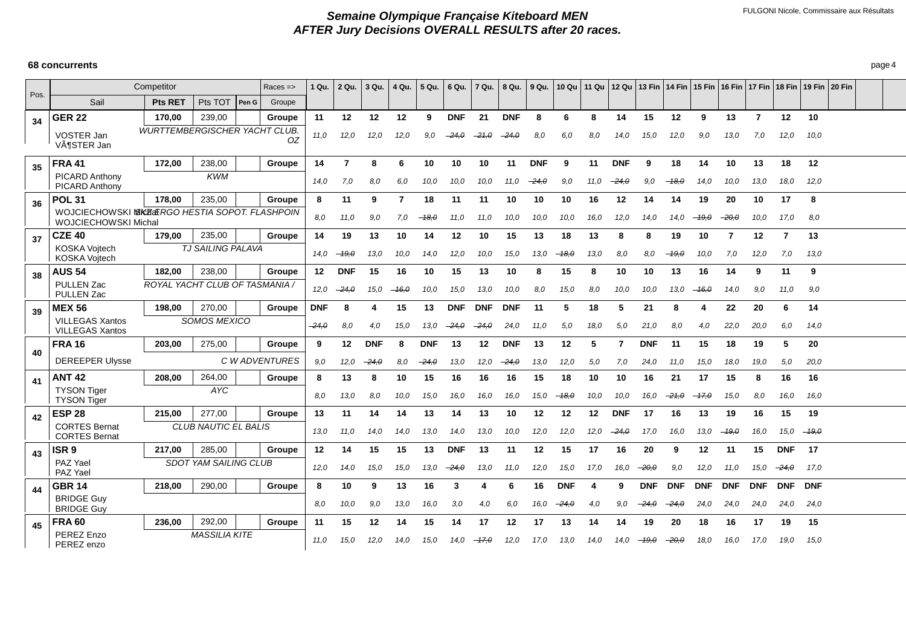# Semaine Olympique Française Kiteboard MEN
## AFTER Jury Decisions OVERALL RESULTS after 20 races.

FULGONI Nicole, Commissaire aux Résultats

**68 concurrents**

| Pos. | Competitor | | | | Races => | 1 Qu. | 2 Qu. | 3 Qu. | 4 Qu. | 5 Qu. | 6 Qu. | 7 Qu. | 8 Qu. | 9 Qu. | 10 Qu | 11 Qu | 12 Qu | 13 Fin | 14 Fin | 15 Fin | 16 Fin | 17 Fin | 18 Fin | 19 Fin | 20 Fin |
|---|---|---|---|---|---|---|---|---|---|---|---|---|---|---|---|---|---|---|---|---|---|---|---|---|---|
| | Sail | Pts RET | Pts TOT | Pen G | Groupe | | | | | | | | | | | | | | | | | | | | |
| 34 | **GER 22** | **170,00** | 239,00 | | **Groupe** | **11** | **12** | **12** | **12** | **9** | **DNF** | **21** | **DNF** | **8** | **6** | **8** | **14** | **15** | **12** | **9** | **13** | **7** | **12** | **10** | |
| | VOSTER Jan / VÃ¶STER Jan | *WURTTEMBERGISCHER YACHT CLUB. OZ* | | | | 11,0 | 12,0 | 12,0 | 12,0 | 9,0 | ~~24,0~~ | ~~21,0~~ | ~~24,0~~ | 8,0 | 6,0 | 8,0 | 14,0 | 15,0 | 12,0 | 9,0 | 13,0 | 7,0 | 12,0 | 10,0 | |
| 35 | **FRA 41** | **172,00** | 238,00 | | **Groupe** | **14** | **7** | **8** | **6** | **10** | **10** | **10** | **11** | **DNF** | **9** | **11** | **DNF** | **9** | **18** | **14** | **10** | **13** | **18** | **12** | |
| | PICARD Anthony / PICARD Anthony | *KWM* | | | | 14,0 | 7,0 | 8,0 | 6,0 | 10,0 | 10,0 | 10,0 | 11,0 | ~~24,0~~ | 9,0 | 11,0 | ~~24,0~~ | 9,0 | ~~18,0~~ | 14,0 | 10,0 | 13,0 | 18,0 | 12,0 | |
| 36 | **POL 31** | **178,00** | 235,00 | | **Groupe** | **8** | **11** | **9** | **7** | **18** | **11** | **11** | **10** | **10** | **10** | **16** | **12** | **14** | **14** | **19** | **20** | **10** | **17** | **8** | |
| | WOJCIECHOWSKI Michal / WOJCIECHOWSKI Michal | *SKIZERGO HESTIA SOPOT. FLASHPOIN* | | | | 8,0 | 11,0 | 9,0 | 7,0 | ~~18,0~~ | 11,0 | 11,0 | 10,0 | 10,0 | 10,0 | 16,0 | 12,0 | 14,0 | 14,0 | ~~19,0~~ | ~~20,0~~ | 10,0 | 17,0 | 8,0 | |
| 37 | **CZE 40** | **179,00** | 235,00 | | **Groupe** | **14** | **19** | **13** | **10** | **14** | **12** | **10** | **15** | **13** | **18** | **13** | **8** | **8** | **19** | **10** | **7** | **12** | **7** | **13** | |
| | KOSKA Vojtech / KOSKA Vojtech | *TJ SAILING PALAVA* | | | | 14,0 | ~~19,0~~ | 13,0 | 10,0 | 14,0 | 12,0 | 10,0 | 15,0 | 13,0 | ~~18,0~~ | 13,0 | 8,0 | 8,0 | ~~19,0~~ | 10,0 | 7,0 | 12,0 | 7,0 | 13,0 | |
| 38 | **AUS 54** | **182,00** | 238,00 | | **Groupe** | **12** | **DNF** | **15** | **16** | **10** | **15** | **13** | **10** | **8** | **15** | **8** | **10** | **10** | **13** | **16** | **14** | **9** | **11** | **9** | |
| | PULLEN Zac / PULLEN Zac | *ROYAL YACHT CLUB OF TASMANIA /* | | | | 12,0 | ~~24,0~~ | 15,0 | ~~16,0~~ | 10,0 | 15,0 | 13,0 | 10,0 | 8,0 | 15,0 | 8,0 | 10,0 | 10,0 | 13,0 | ~~16,0~~ | 14,0 | 9,0 | 11,0 | 9,0 | |
| 39 | **MEX 56** | **198,00** | 270,00 | | **Groupe** | **DNF** | **8** | **4** | **15** | **13** | **DNF** | **DNF** | **DNF** | **11** | **5** | **18** | **5** | **21** | **8** | **4** | **22** | **20** | **6** | **14** | |
| | VILLEGAS Xantos / VILLEGAS Xantos | *SOMOS MEXICO* | | | | ~~24,0~~ | 8,0 | 4,0 | 15,0 | 13,0 | ~~24,0~~ | ~~24,0~~ | 24,0 | 11,0 | 5,0 | 18,0 | 5,0 | 21,0 | 8,0 | 4,0 | 22,0 | 20,0 | 6,0 | 14,0 | |
| 40 | **FRA 16** | **203,00** | 275,00 | | **Groupe** | **9** | **12** | **DNF** | **8** | **DNF** | **13** | **12** | **DNF** | **13** | **12** | **5** | **7** | **DNF** | **11** | **15** | **18** | **19** | **5** | **20** | |
| | DEREEPER Ulysse | *C W ADVENTURES* | | | | 9,0 | 12,0 | ~~24,0~~ | 8,0 | ~~24,0~~ | 13,0 | 12,0 | ~~24,0~~ | 13,0 | 12,0 | 5,0 | 7,0 | 24,0 | 11,0 | 15,0 | 18,0 | 19,0 | 5,0 | 20,0 | |
| 41 | **ANT 42** | **208,00** | 264,00 | | **Groupe** | **8** | **13** | **8** | **10** | **15** | **16** | **16** | **16** | **15** | **18** | **10** | **10** | **16** | **21** | **17** | **15** | **8** | **16** | **16** | |
| | TYSON Tiger / TYSON Tiger | *AYC* | | | | 8,0 | 13,0 | 8,0 | 10,0 | 15,0 | 16,0 | 16,0 | 16,0 | 15,0 | ~~18,0~~ | 10,0 | 10,0 | 16,0 | ~~21,0~~ | ~~17,0~~ | 15,0 | 8,0 | 16,0 | 16,0 | |
| 42 | **ESP 28** | **215,00** | 277,00 | | **Groupe** | **13** | **11** | **14** | **14** | **13** | **14** | **13** | **10** | **12** | **12** | **12** | **DNF** | **17** | **16** | **13** | **19** | **16** | **15** | **19** | |
| | CORTES Bernat / CORTES Bernat | *CLUB NAUTIC EL BALIS* | | | | 13,0 | 11,0 | 14,0 | 14,0 | 13,0 | 14,0 | 13,0 | 10,0 | 12,0 | 12,0 | 12,0 | ~~24,0~~ | 17,0 | 16,0 | 13,0 | ~~19,0~~ | 16,0 | 15,0 | ~~19,0~~ | |
| 43 | **ISR 9** | **217,00** | 285,00 | | **Groupe** | **12** | **14** | **15** | **15** | **13** | **DNF** | **13** | **11** | **12** | **15** | **17** | **16** | **20** | **9** | **12** | **11** | **15** | **DNF** | **17** | |
| | PAZ Yael / PAZ Yael | *SDOT YAM SAILING CLUB* | | | | 12,0 | 14,0 | 15,0 | 15,0 | 13,0 | ~~24,0~~ | 13,0 | 11,0 | 12,0 | 15,0 | 17,0 | 16,0 | ~~20,0~~ | 9,0 | 12,0 | 11,0 | 15,0 | ~~24,0~~ | 17,0 | |
| 44 | **GBR 14** | **218,00** | 290,00 | | **Groupe** | **8** | **10** | **9** | **13** | **16** | **3** | **4** | **6** | **16** | **DNF** | **4** | **9** | **DNF** | **DNF** | **DNF** | **DNF** | **DNF** | **DNF** | **DNF** | |
| | BRIDGE Guy / BRIDGE Guy | | | | | 8,0 | 10,0 | 9,0 | 13,0 | 16,0 | 3,0 | 4,0 | 6,0 | 16,0 | ~~24,0~~ | 4,0 | 9,0 | ~~24,0~~ | ~~24,0~~ | 24,0 | 24,0 | 24,0 | 24,0 | 24,0 | |
| 45 | **FRA 60** | **236,00** | 292,00 | | **Groupe** | **11** | **15** | **12** | **14** | **15** | **14** | **17** | **12** | **17** | **13** | **14** | **14** | **19** | **20** | **18** | **16** | **17** | **19** | **15** | |
| | PEREZ Enzo / PEREZ enzo | *MASSILIA KITE* | | | | 11,0 | 15,0 | 12,0 | 14,0 | 15,0 | 14,0 | ~~17,0~~ | 12,0 | 17,0 | 13,0 | 14,0 | 14,0 | ~~19,0~~ | ~~20,0~~ | 18,0 | 16,0 | 17,0 | 19,0 | 15,0 | |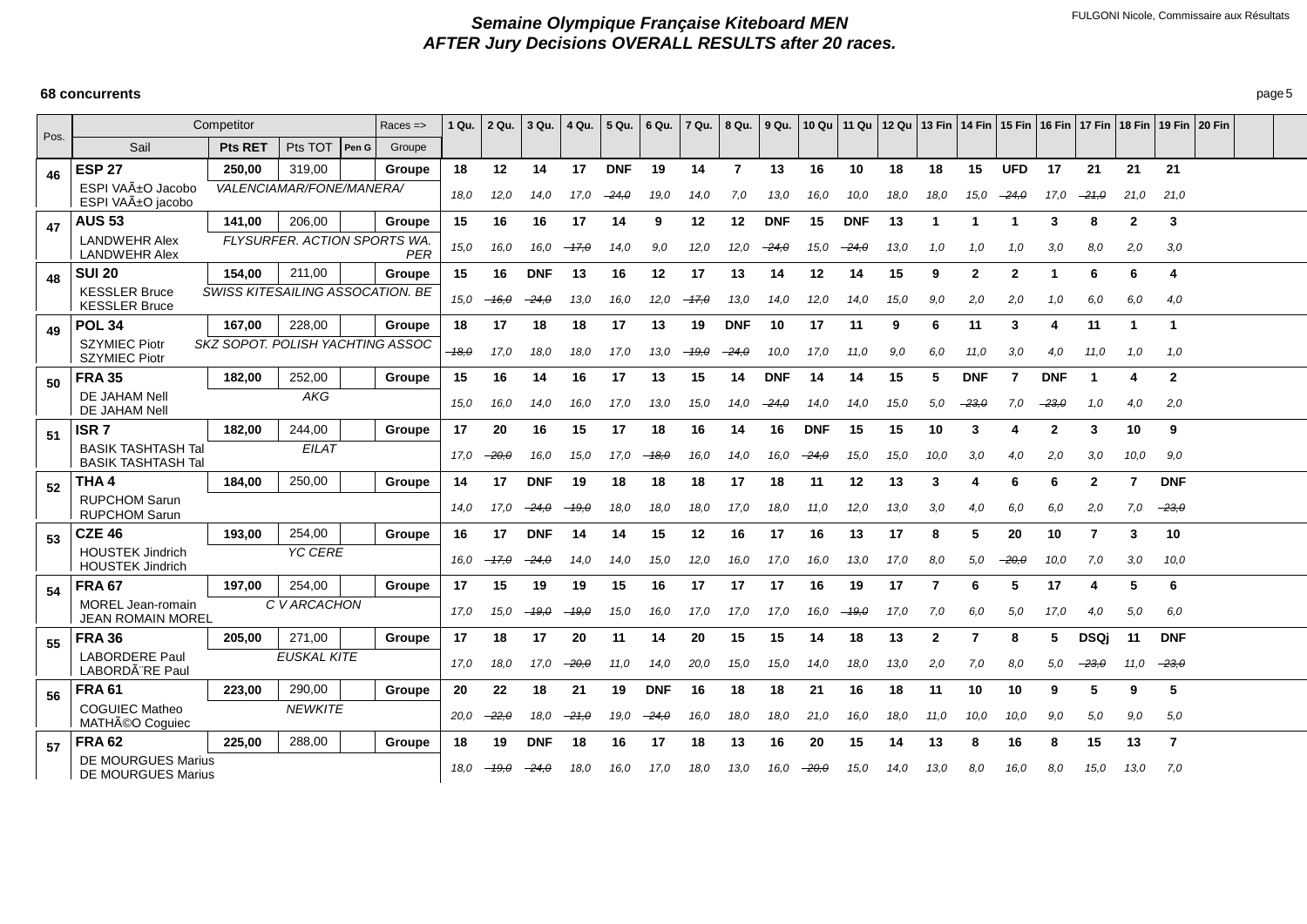# Semaine Olympique Française Kiteboard MEN
# AFTER Jury Decisions OVERALL RESULTS after 20 races.

FULGONI Nicole, Commissaire aux Résultats

**68 concurrents**

| Pos. | Sail / Competitor | Pts RET | Pts TOT | Pen G | Club / Groupe | 1 Qu. | 2 Qu. | 3 Qu. | 4 Qu. | 5 Qu. | 6 Qu. | 7 Qu. | 8 Qu. | 9 Qu. | 10 Qu | 11 Qu | 12 Qu | 13 Fin | 14 Fin | 15 Fin | 16 Fin | 17 Fin | 18 Fin | 19 Fin | 20 Fin |
|---|---|---|---|---|---|---|---|---|---|---|---|---|---|---|---|---|---|---|---|---|---|---|---|---|---|
| 46 | **ESP 27** | 250,00 | 319,00 | | Groupe | 18 | 12 | 14 | 17 | DNF | 19 | 14 | 7 | 13 | 16 | 10 | 18 | 18 | 15 | UFD | 17 | 21 | 21 | 21 | |
| | ESPI VAÃ±O Jacobo / ESPI VAÃ±O jacobo | | | | VALENCIAMAR/FONE/MANERA/ | 18,0 | 12,0 | 14,0 | 17,0 | ~~24,0~~ | 19,0 | 14,0 | 7,0 | 13,0 | 16,0 | 10,0 | 18,0 | 18,0 | 15,0 | ~~24,0~~ | 17,0 | ~~21,0~~ | 21,0 | 21,0 | |
| 47 | **AUS 53** | 141,00 | 206,00 | | Groupe | 15 | 16 | 16 | 17 | 14 | 9 | 12 | 12 | DNF | 15 | DNF | 13 | 1 | 1 | 1 | 3 | 8 | 2 | 3 | |
| | LANDWEHR Alex / LANDWEHR Alex | | | | FLYSURFER. ACTION SPORTS WA. PER | 15,0 | 16,0 | 16,0 | ~~17,0~~ | 14,0 | 9,0 | 12,0 | 12,0 | ~~24,0~~ | 15,0 | ~~24,0~~ | 13,0 | 1,0 | 1,0 | 1,0 | 3,0 | 8,0 | 2,0 | 3,0 | |
| 48 | **SUI 20** | 154,00 | 211,00 | | Groupe | 15 | 16 | DNF | 13 | 16 | 12 | 17 | 13 | 14 | 12 | 14 | 15 | 9 | 2 | 2 | 1 | 6 | 6 | 4 | |
| | KESSLER Bruce / KESSLER Bruce | | | | SWISS KITESAILING ASSOCATION. BE | 15,0 | ~~16,0~~ | ~~24,0~~ | 13,0 | 16,0 | 12,0 | ~~17,0~~ | 13,0 | 14,0 | 12,0 | 14,0 | 15,0 | 9,0 | 2,0 | 2,0 | 1,0 | 6,0 | 6,0 | 4,0 | |
| 49 | **POL 34** | 167,00 | 228,00 | | Groupe | 18 | 17 | 18 | 18 | 17 | 13 | 19 | DNF | 10 | 17 | 11 | 9 | 6 | 11 | 3 | 4 | 11 | 1 | 1 | |
| | SZYMIEC Piotr / SZYMIEC Piotr | | | | SKZ SOPOT. POLISH YACHTING ASSOC | ~~18,0~~ | 17,0 | 18,0 | 18,0 | 17,0 | 13,0 | ~~19,0~~ | ~~24,0~~ | 10,0 | 17,0 | 11,0 | 9,0 | 6,0 | 11,0 | 3,0 | 4,0 | 11,0 | 1,0 | 1,0 | |
| 50 | **FRA 35** | 182,00 | 252,00 | | Groupe | 15 | 16 | 14 | 16 | 17 | 13 | 15 | 14 | DNF | 14 | 14 | 15 | 5 | DNF | 7 | DNF | 1 | 4 | 2 | |
| | DE JAHAM Nell / DE JAHAM Nell | | | | AKG | 15,0 | 16,0 | 14,0 | 16,0 | 17,0 | 13,0 | 15,0 | 14,0 | ~~24,0~~ | 14,0 | 14,0 | 15,0 | 5,0 | ~~23,0~~ | 7,0 | ~~23,0~~ | 1,0 | 4,0 | 2,0 | |
| 51 | **ISR 7** | 182,00 | 244,00 | | Groupe | 17 | 20 | 16 | 15 | 17 | 18 | 16 | 14 | 16 | DNF | 15 | 15 | 10 | 3 | 4 | 2 | 3 | 10 | 9 | |
| | BASIK TASHTASH Tal / BASIK TASHTASH Tal | | | | EILAT | 17,0 | ~~20,0~~ | 16,0 | 15,0 | 17,0 | ~~18,0~~ | 16,0 | 14,0 | 16,0 | ~~24,0~~ | 15,0 | 15,0 | 10,0 | 3,0 | 4,0 | 2,0 | 3,0 | 10,0 | 9,0 | |
| 52 | **THA 4** | 184,00 | 250,00 | | Groupe | 14 | 17 | DNF | 19 | 18 | 18 | 18 | 17 | 18 | 11 | 12 | 13 | 3 | 4 | 6 | 6 | 2 | 7 | DNF | |
| | RUPCHOM Sarun / RUPCHOM Sarun | | | | | 14,0 | 17,0 | ~~24,0~~ | ~~19,0~~ | 18,0 | 18,0 | 18,0 | 17,0 | 18,0 | 11,0 | 12,0 | 13,0 | 3,0 | 4,0 | 6,0 | 6,0 | 2,0 | 7,0 | ~~23,0~~ | |
| 53 | **CZE 46** | 193,00 | 254,00 | | Groupe | 16 | 17 | DNF | 14 | 14 | 15 | 12 | 16 | 17 | 16 | 13 | 17 | 8 | 5 | 20 | 10 | 7 | 3 | 10 | |
| | HOUSTEK Jindrich / HOUSTEK Jindrich | | | | YC CERE | 16,0 | ~~17,0~~ | ~~24,0~~ | 14,0 | 14,0 | 15,0 | 12,0 | 16,0 | 17,0 | 16,0 | 13,0 | 17,0 | 8,0 | 5,0 | ~~20,0~~ | 10,0 | 7,0 | 3,0 | 10,0 | |
| 54 | **FRA 67** | 197,00 | 254,00 | | Groupe | 17 | 15 | 19 | 19 | 15 | 16 | 17 | 17 | 17 | 16 | 19 | 17 | 7 | 6 | 5 | 17 | 4 | 5 | 6 | |
| | MOREL Jean-romain / JEAN ROMAIN MOREL | | | | C V ARCACHON | 17,0 | 15,0 | ~~19,0~~ | ~~19,0~~ | 15,0 | 16,0 | 17,0 | 17,0 | 17,0 | 16,0 | ~~19,0~~ | 17,0 | 7,0 | 6,0 | 5,0 | 17,0 | 4,0 | 5,0 | 6,0 | |
| 55 | **FRA 36** | 205,00 | 271,00 | | Groupe | 17 | 18 | 17 | 20 | 11 | 14 | 20 | 15 | 15 | 14 | 18 | 13 | 2 | 7 | 8 | 5 | DSQj | 11 | DNF | |
| | LABORDERE Paul / LABORDÃ¨RE Paul | | | | EUSKAL KITE | 17,0 | 18,0 | 17,0 | ~~20,0~~ | 11,0 | 14,0 | 20,0 | 15,0 | 15,0 | 14,0 | 18,0 | 13,0 | 2,0 | 7,0 | 8,0 | 5,0 | ~~23,0~~ | 11,0 | ~~23,0~~ | |
| 56 | **FRA 61** | 223,00 | 290,00 | | Groupe | 20 | 22 | 18 | 21 | 19 | DNF | 16 | 18 | 18 | 21 | 16 | 18 | 11 | 10 | 10 | 9 | 5 | 9 | 5 | |
| | COGUIEC Matheo / MATHÃ©O Coguiec | | | | NEWKITE | 20,0 | ~~22,0~~ | 18,0 | ~~21,0~~ | 19,0 | ~~24,0~~ | 16,0 | 18,0 | 18,0 | 21,0 | 16,0 | 18,0 | 11,0 | 10,0 | 10,0 | 9,0 | 5,0 | 9,0 | 5,0 | |
| 57 | **FRA 62** | 225,00 | 288,00 | | Groupe | 18 | 19 | DNF | 18 | 16 | 17 | 18 | 13 | 16 | 20 | 15 | 14 | 13 | 8 | 16 | 8 | 15 | 13 | 7 | |
| | DE MOURGUES Marius / DE MOURGUES Marius | | | | | 18,0 | ~~19,0~~ | ~~24,0~~ | 18,0 | 16,0 | 17,0 | 18,0 | 13,0 | 16,0 | ~~20,0~~ | 15,0 | 14,0 | 13,0 | 8,0 | 16,0 | 8,0 | 15,0 | 13,0 | 7,0 | |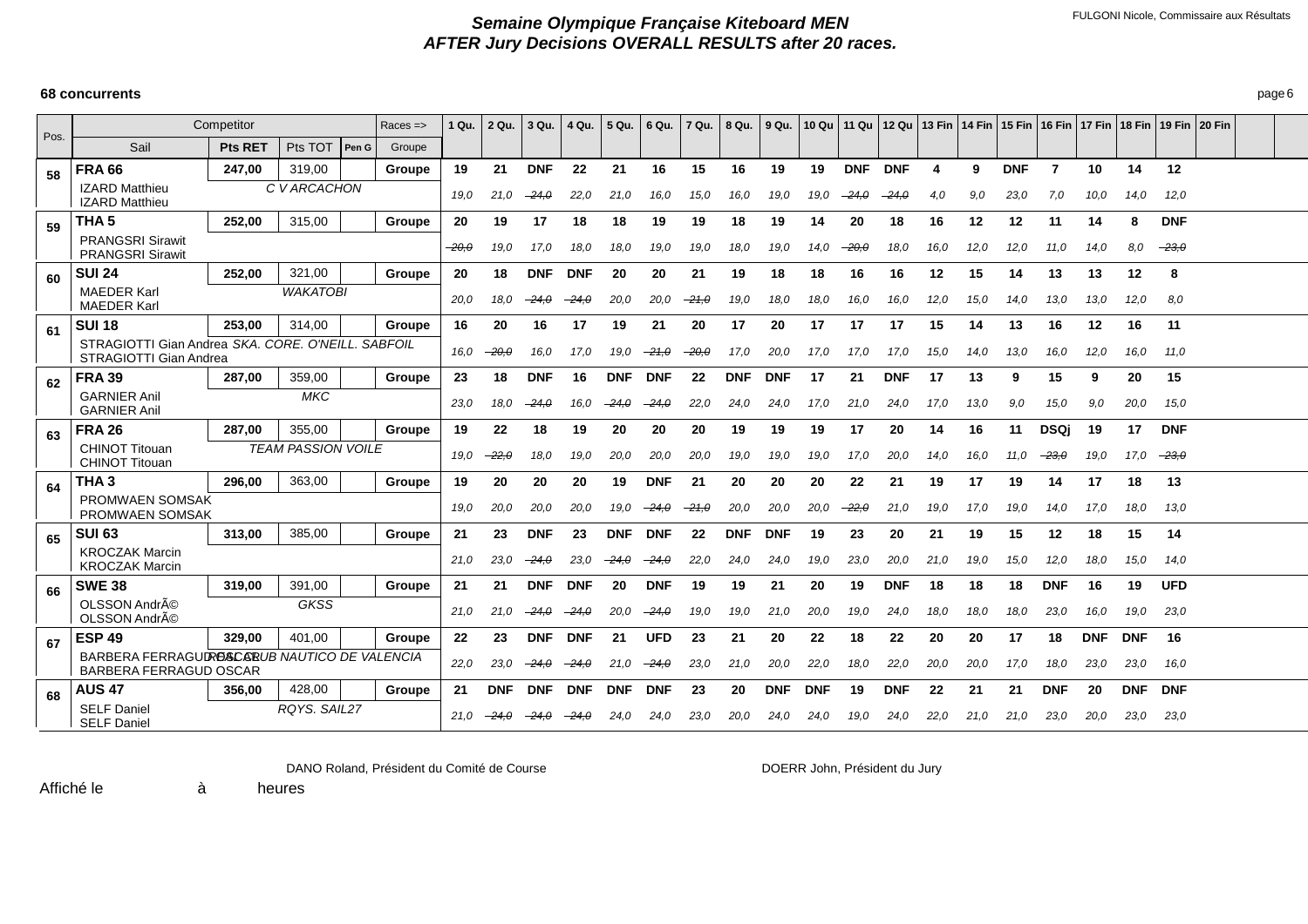# Semaine Olympique Française Kiteboard MEN
## AFTER Jury Decisions OVERALL RESULTS after 20 races.

FULGONI Nicole, Commissaire aux Résultats

**68 concurrents**

| Pos. | Sail | Pts RET | Pts TOT | Pen G | Groupe | 1 Qu. | 2 Qu. | 3 Qu. | 4 Qu. | 5 Qu. | 6 Qu. | 7 Qu. | 8 Qu. | 9 Qu. | 10 Qu | 11 Qu | 12 Qu | 13 Fin | 14 Fin | 15 Fin | 16 Fin | 17 Fin | 18 Fin | 19 Fin | 20 Fin |
|---|---|---|---|---|---|---|---|---|---|---|---|---|---|---|---|---|---|---|---|---|---|---|---|---|---|
| 58 | **FRA 66** | **247,00** | 319,00 | | **Groupe** | **19** | **21** | **DNF** | **22** | **21** | **16** | **15** | **16** | **19** | **19** | **DNF** | **DNF** | **4** | **9** | **DNF** | **7** | **10** | **14** | **12** | |
| | IZARD Matthieu / IZARD Matthieu — *C V ARCACHON* | | | | | *19,0* | *21,0* | ~~*24,0*~~ | *22,0* | *21,0* | *16,0* | *15,0* | *16,0* | *19,0* | *19,0* | ~~*24,0*~~ | ~~*24,0*~~ | *4,0* | *9,0* | *23,0* | *7,0* | *10,0* | *14,0* | *12,0* | |
| 59 | **THA 5** | **252,00** | 315,00 | | **Groupe** | **20** | **19** | **17** | **18** | **18** | **19** | **19** | **18** | **19** | **14** | **20** | **18** | **16** | **12** | **12** | **11** | **14** | **8** | **DNF** | |
| | PRANGSRI Sirawit / PRANGSRI Sirawit | | | | | ~~*20,0*~~ | *19,0* | *17,0* | *18,0* | *18,0* | *19,0* | *19,0* | *18,0* | *19,0* | *14,0* | ~~*20,0*~~ | *18,0* | *16,0* | *12,0* | *12,0* | *11,0* | *14,0* | *8,0* | ~~*23,0*~~ | |
| 60 | **SUI 24** | **252,00** | 321,00 | | **Groupe** | **20** | **18** | **DNF** | **DNF** | **20** | **20** | **21** | **19** | **18** | **18** | **16** | **16** | **12** | **15** | **14** | **13** | **13** | **12** | **8** | |
| | MAEDER Karl / MAEDER Karl — *WAKATOBI* | | | | | *20,0* | *18,0* | ~~*24,0*~~ | ~~*24,0*~~ | *20,0* | *20,0* | ~~*21,0*~~ | *19,0* | *18,0* | *18,0* | *16,0* | *16,0* | *12,0* | *15,0* | *14,0* | *13,0* | *13,0* | *12,0* | *8,0* | |
| 61 | **SUI 18** | **253,00** | 314,00 | | **Groupe** | **16** | **20** | **16** | **17** | **19** | **21** | **20** | **17** | **20** | **17** | **17** | **17** | **15** | **14** | **13** | **16** | **12** | **16** | **11** | |
| | STRAGIOTTI Gian Andrea / STRAGIOTTI Gian Andrea — *SKA. CORE. O'NEILL. SABFOIL* | | | | | *16,0* | ~~*20,0*~~ | *16,0* | *17,0* | *19,0* | ~~*21,0*~~ | ~~*20,0*~~ | *17,0* | *20,0* | *17,0* | *17,0* | *17,0* | *15,0* | *14,0* | *13,0* | *16,0* | *12,0* | *16,0* | *11,0* | |
| 62 | **FRA 39** | **287,00** | 359,00 | | **Groupe** | **23** | **18** | **DNF** | **16** | **DNF** | **DNF** | **22** | **DNF** | **DNF** | **17** | **21** | **DNF** | **17** | **13** | **9** | **15** | **9** | **20** | **15** | |
| | GARNIER Anil / GARNIER Anil — *MKC* | | | | | *23,0* | *18,0* | ~~*24,0*~~ | *16,0* | ~~*24,0*~~ | ~~*24,0*~~ | *22,0* | *24,0* | *24,0* | *17,0* | *21,0* | *24,0* | *17,0* | *13,0* | *9,0* | *15,0* | *9,0* | *20,0* | *15,0* | |
| 63 | **FRA 26** | **287,00** | 355,00 | | **Groupe** | **19** | **22** | **18** | **19** | **20** | **20** | **20** | **19** | **19** | **19** | **17** | **20** | **14** | **16** | **11** | **DSQj** | **19** | **17** | **DNF** | |
| | CHINOT Titouan / CHINOT Titouan — *TEAM PASSION VOILE* | | | | | *19,0* | ~~*22,0*~~ | *18,0* | *19,0* | *20,0* | *20,0* | *20,0* | *19,0* | *19,0* | *19,0* | *17,0* | *20,0* | *14,0* | *16,0* | *11,0* | ~~*23,0*~~ | *19,0* | *17,0* | ~~*23,0*~~ | |
| 64 | **THA 3** | **296,00** | 363,00 | | **Groupe** | **19** | **20** | **20** | **20** | **19** | **DNF** | **21** | **20** | **20** | **20** | **22** | **21** | **19** | **17** | **19** | **14** | **17** | **18** | **13** | |
| | PROMWAEN SOMSAK / PROMWAEN SOMSAK | | | | | *19,0* | *20,0* | *20,0* | *20,0* | *19,0* | ~~*24,0*~~ | ~~*21,0*~~ | *20,0* | *20,0* | *20,0* | ~~*22,0*~~ | *21,0* | *19,0* | *17,0* | *19,0* | *14,0* | *17,0* | *18,0* | *13,0* | |
| 65 | **SUI 63** | **313,00** | 385,00 | | **Groupe** | **21** | **23** | **DNF** | **23** | **DNF** | **DNF** | **22** | **DNF** | **DNF** | **19** | **23** | **20** | **21** | **19** | **15** | **12** | **18** | **15** | **14** | |
| | KROCZAK Marcin / KROCZAK Marcin | | | | | *21,0* | *23,0* | ~~*24,0*~~ | *23,0* | ~~*24,0*~~ | ~~*24,0*~~ | *22,0* | *24,0* | *24,0* | *19,0* | *23,0* | *20,0* | *21,0* | *19,0* | *15,0* | *12,0* | *18,0* | *15,0* | *14,0* | |
| 66 | **SWE 38** | **319,00** | 391,00 | | **Groupe** | **21** | **21** | **DNF** | **DNF** | **20** | **DNF** | **19** | **19** | **21** | **20** | **19** | **DNF** | **18** | **18** | **18** | **DNF** | **16** | **19** | **UFD** | |
| | OLSSON AndrÃ© / OLSSON AndrÃ© — *GKSS* | | | | | *21,0* | *21,0* | ~~*24,0*~~ | ~~*24,0*~~ | *20,0* | ~~*24,0*~~ | *19,0* | *19,0* | *21,0* | *20,0* | *19,0* | *24,0* | *18,0* | *18,0* | *18,0* | *23,0* | *16,0* | *19,0* | *23,0* | |
| 67 | **ESP 49** | **329,00** | 401,00 | | **Groupe** | **22** | **23** | **DNF** | **DNF** | **21** | **UFD** | **23** | **21** | **20** | **22** | **18** | **22** | **20** | **20** | **17** | **18** | **DNF** | **DNF** | **16** | |
| | BARBERA FERRAGUD OSCAR / BARBERA FERRAGUD OSCAR — *REAL CLUB NAUTICO DE VALENCIA* | | | | | *22,0* | *23,0* | ~~*24,0*~~ | ~~*24,0*~~ | *21,0* | ~~*24,0*~~ | *23,0* | *21,0* | *20,0* | *22,0* | *18,0* | *22,0* | *20,0* | *20,0* | *17,0* | *18,0* | *23,0* | *23,0* | *16,0* | |
| 68 | **AUS 47** | **356,00** | 428,00 | | **Groupe** | **21** | **DNF** | **DNF** | **DNF** | **DNF** | **DNF** | **23** | **20** | **DNF** | **DNF** | **19** | **DNF** | **22** | **21** | **21** | **DNF** | **20** | **DNF** | **DNF** | |
| | SELF Daniel / SELF Daniel — *RQYS. SAIL27* | | | | | *21,0* | ~~*24,0*~~ | ~~*24,0*~~ | ~~*24,0*~~ | *24,0* | *24,0* | *23,0* | *20,0* | *24,0* | *24,0* | *19,0* | *24,0* | *22,0* | *21,0* | *21,0* | *23,0* | *20,0* | *23,0* | *23,0* | |

DANO Roland, Président du Comité de Course

DOERR John, Président du Jury

Affiché le à heures